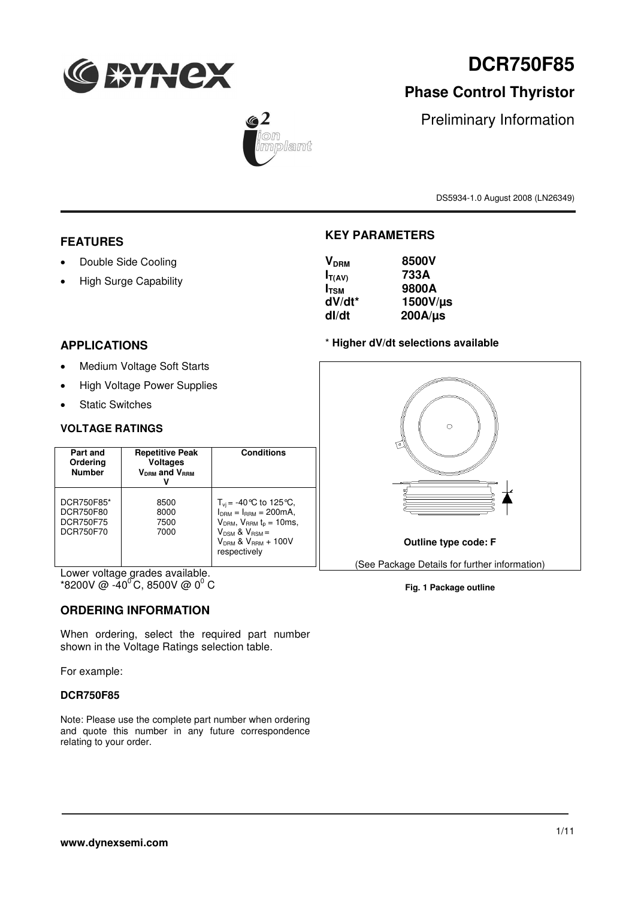# DCR750F85

## Phase Control Thyristor

Preliminary Information

DS5934-1.0 August 2008 (LN26349)

## FEATURES

- Double Side Cooling
- High Surge Capability

## APPLICATIONS

- Medium Voltage Soft Starts
- High Voltage Power Supplies
- Static Switches

## KEY PARAMETERS

| | |
|---|---|
| $V_{DRM}$ | **8500V** |
| $I_{T(AV)}$ | **733A** |
| $I_{TSM}$ | **9800A** |
| dV/dt* | **1500V/µs** |
| dI/dt | **200A/µs** |

**\* Higher dV/dt selections available**

**Outline type code: F**

(See Package Details for further information)

**Fig. 1 Package outline**

### VOLTAGE RATINGS

| Part and Ordering Number | Repetitive Peak Voltages $V_{DRM}$ and $V_{RRM}$ V | Conditions |
|---|---|---|
| DCR750F85*<br>DCR750F80<br>DCR750F75<br>DCR750F70 | 8500<br>8000<br>7500<br>7000 | $T_{vj}$ = -40°C to 125°C, $I_{DRM}$ = $I_{RRM}$ = 200mA, $V_{DRM}$, $V_{RRM}$ $t_p$ = 10ms, $V_{DSM}$ & $V_{RSM}$ = $V_{DRM}$ & $V_{RRM}$ + 100V respectively |

Lower voltage grades available.
*8200V @ -40°C, 8500V @ 0° C

## ORDERING INFORMATION

When ordering, select the required part number shown in the Voltage Ratings selection table.

For example:

**DCR750F85**

Note: Please use the complete part number when ordering and quote this number in any future correspondence relating to your order.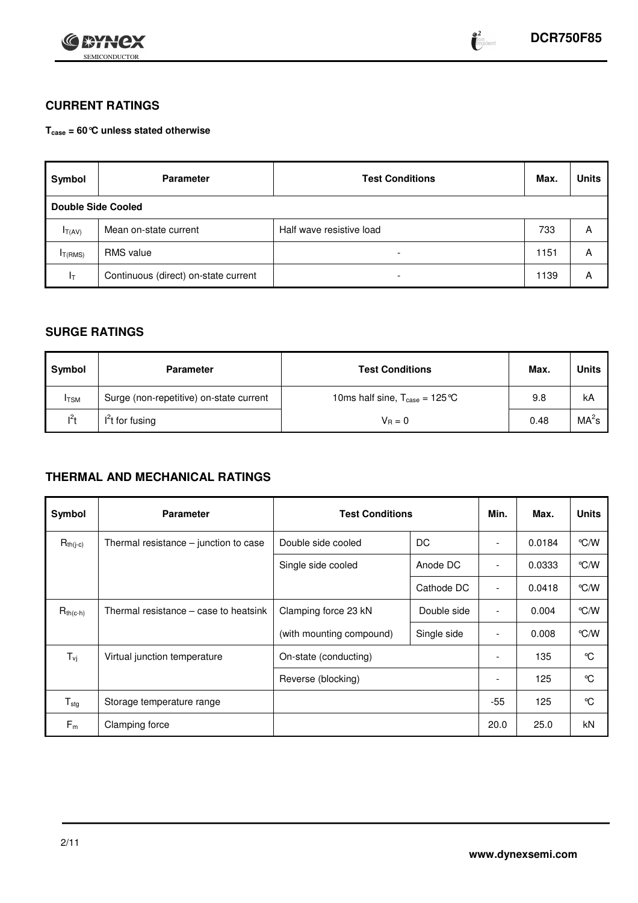## CURRENT RATINGS

**$T_{case}$ = 60°C unless stated otherwise**

| Symbol | Parameter | Test Conditions | Max. | Units |
|---|---|---|---|---|
| **Double Side Cooled** | | | | |
| $I_{T(AV)}$ | Mean on-state current | Half wave resistive load | 733 | A |
| $I_{T(RMS)}$ | RMS value | - | 1151 | A |
| $I_T$ | Continuous (direct) on-state current | - | 1139 | A |

## SURGE RATINGS

| Symbol | Parameter | Test Conditions | Max. | Units |
|---|---|---|---|---|
| $I_{TSM}$ | Surge (non-repetitive) on-state current | 10ms half sine, $T_{case}$ = 125°C | 9.8 | kA |
| $I^2t$ | $I^2t$ for fusing | $V_R = 0$ | 0.48 | $MA^2s$ |

## THERMAL AND MECHANICAL RATINGS

| Symbol | Parameter | Test Conditions | | Min. | Max. | Units |
|---|---|---|---|---|---|---|
| $R_{th(j-c)}$ | Thermal resistance – junction to case | Double side cooled | DC | - | 0.0184 | °C/W |
| | | Single side cooled | Anode DC | - | 0.0333 | °C/W |
| | | | Cathode DC | - | 0.0418 | °C/W |
| $R_{th(c-h)}$ | Thermal resistance – case to heatsink | Clamping force 23 kN | Double side | - | 0.004 | °C/W |
| | | (with mounting compound) | Single side | - | 0.008 | °C/W |
| $T_{vj}$ | Virtual junction temperature | On-state (conducting) | | - | 135 | °C |
| | | Reverse (blocking) | | - | 125 | °C |
| $T_{stg}$ | Storage temperature range | | | -55 | 125 | °C |
| $F_m$ | Clamping force | | | 20.0 | 25.0 | kN |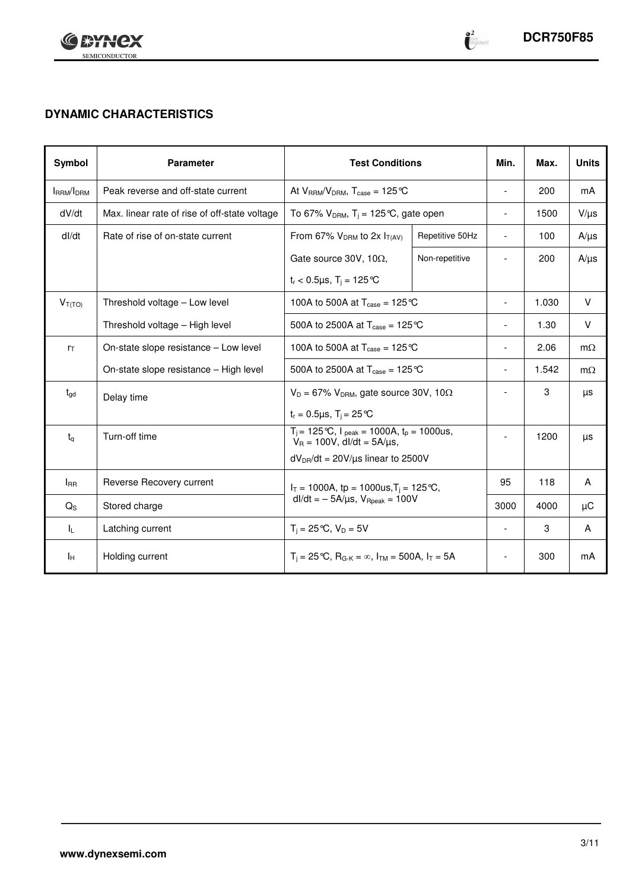## DYNAMIC CHARACTERISTICS

| Symbol | Parameter | Test Conditions | | Min. | Max. | Units |
|---|---|---|---|---|---|---|
| $I_{RRM}/I_{DRM}$ | Peak reverse and off-state current | At $V_{RRM}/V_{DRM}$, $T_{case}$ = 125°C | | - | 200 | mA |
| dV/dt | Max. linear rate of rise of off-state voltage | To 67% $V_{DRM}$, $T_j$ = 125°C, gate open | | - | 1500 | V/µs |
| dI/dt | Rate of rise of on-state current | From 67% $V_{DRM}$ to 2x $I_{T(AV)}$ | Repetitive 50Hz | - | 100 | A/µs |
| | | Gate source 30V, 10Ω, | Non-repetitive | - | 200 | A/µs |
| | | $t_r$ < 0.5µs, $T_j$ = 125°C | | | | |
| $V_{T(TO)}$ | Threshold voltage – Low level | 100A to 500A at $T_{case}$ = 125°C | | - | 1.030 | V |
| | Threshold voltage – High level | 500A to 2500A at $T_{case}$ = 125°C | | - | 1.30 | V |
| $r_T$ | On-state slope resistance – Low level | 100A to 500A at $T_{case}$ = 125°C | | - | 2.06 | mΩ |
| | On-state slope resistance – High level | 500A to 2500A at $T_{case}$ = 125°C | | - | 1.542 | mΩ |
| $t_{gd}$ | Delay time | $V_D$ = 67% $V_{DRM}$, gate source 30V, 10Ω | | - | 3 | µs |
| | | $t_r$ = 0.5µs, $T_j$ = 25°C | | | | |
| $t_q$ | Turn-off time | $T_j$ = 125°C, $I_{peak}$ = 1000A, $t_p$ = 1000us, $V_R$ = 100V, dI/dt = 5A/µs, | | - | 1200 | µs |
| | | $dV_{DR}/dt$ = 20V/µs linear to 2500V | | | | |
| $I_{RR}$ | Reverse Recovery current | $I_T$ = 1000A, tp = 1000us, $T_j$ = 125°C, dI/dt = – 5A/µs, $V_{Rpeak}$ = 100V | | 95 | 118 | A |
| $Q_S$ | Stored charge | | | 3000 | 4000 | µC |
| $I_L$ | Latching current | $T_j$ = 25°C, $V_D$ = 5V | | - | 3 | A |
| $I_H$ | Holding current | $T_j$ = 25°C, $R_{G-K}$ = ∞, $I_{TM}$ = 500A, $I_T$ = 5A | | - | 300 | mA |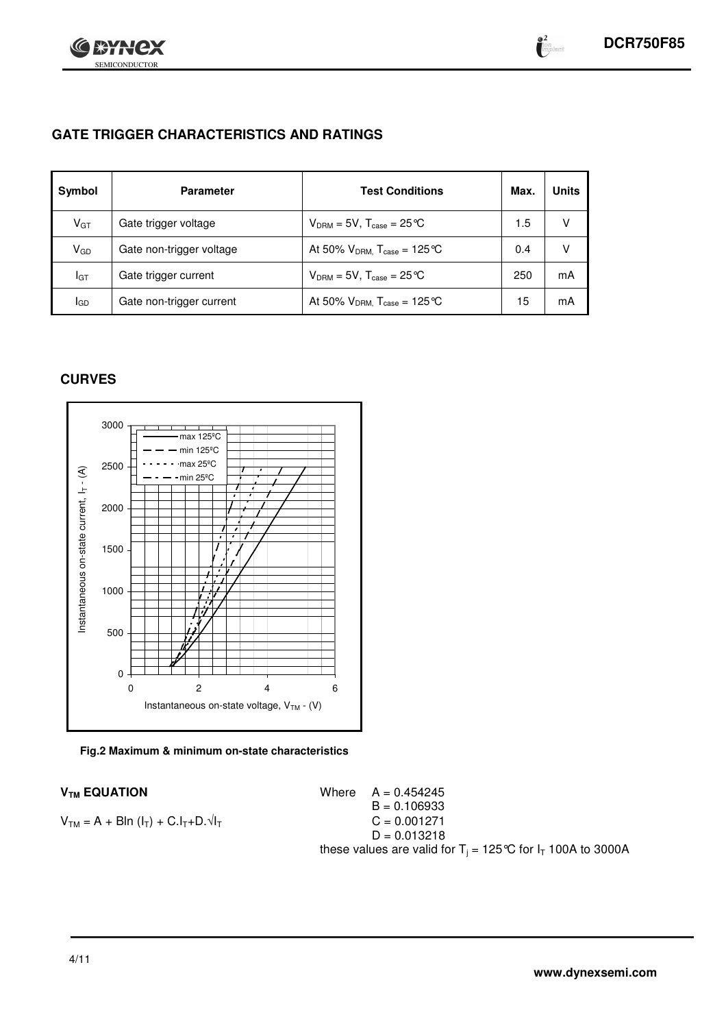## GATE TRIGGER CHARACTERISTICS AND RATINGS

| Symbol | Parameter | Test Conditions | Max. | Units |
|---|---|---|---|---|
| $V_{GT}$ | Gate trigger voltage | $V_{DRM}$ = 5V, $T_{case}$ = 25°C | 1.5 | V |
| $V_{GD}$ | Gate non-trigger voltage | At 50% $V_{DRM}$, $T_{case}$ = 125°C | 0.4 | V |
| $I_{GT}$ | Gate trigger current | $V_{DRM}$ = 5V, $T_{case}$ = 25°C | 250 | mA |
| $I_{GD}$ | Gate non-trigger current | At 50% $V_{DRM}$, $T_{case}$ = 125°C | 15 | mA |

## CURVES

**Fig.2 Maximum & minimum on-state characteristics**

### $V_{TM}$ EQUATION

$$V_{TM} = A + B\ln(I_T) + C.I_T + D.\sqrt{I_T}$$

Where
A = 0.454245
B = 0.106933
C = 0.001271
D = 0.013218

these values are valid for $T_j$ = 125°C for $I_T$ 100A to 3000A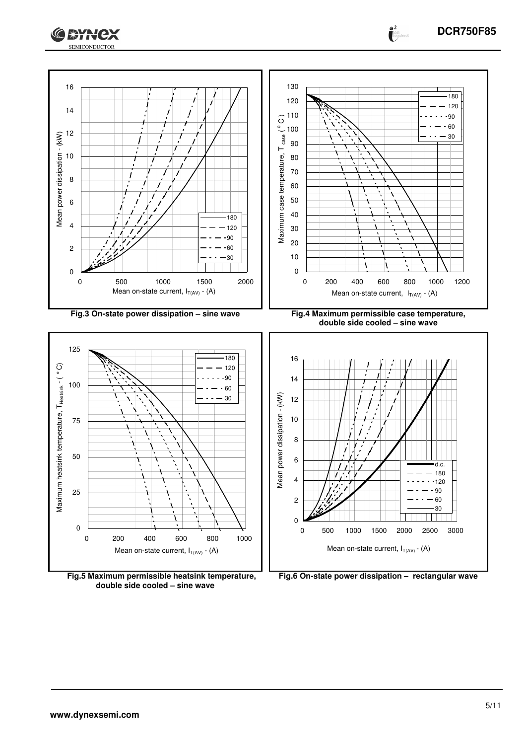Fig.3 On-state power dissipation – sine wave

Fig.4 Maximum permissible case temperature, double side cooled – sine wave

Fig.5 Maximum permissible heatsink temperature, double side cooled – sine wave

Fig.6 On-state power dissipation – rectangular wave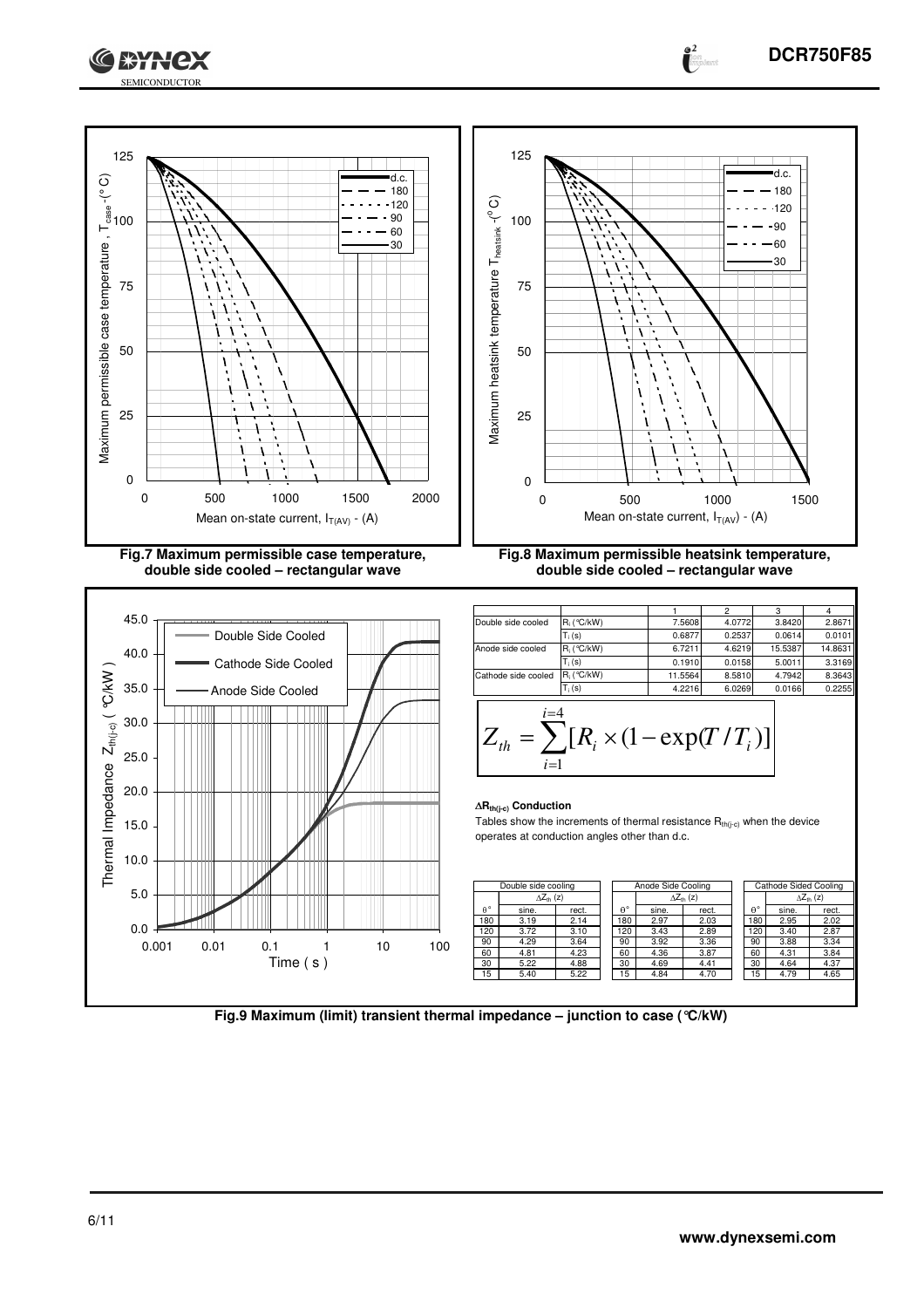Fig.7 Maximum permissible case temperature, double side cooled – rectangular wave

Fig.8 Maximum permissible heatsink temperature, double side cooled – rectangular wave

| | | 1 | 2 | 3 | 4 |
|---|---|---|---|---|---|
| Double side cooled | $R_i$ (°C/kW) | 7.5608 | 4.0772 | 3.8420 | 2.8671 |
| | $T_i$ (s) | 0.6877 | 0.2537 | 0.0614 | 0.0101 |
| Anode side cooled | $R_i$ (°C/kW) | 6.7211 | 4.6219 | 15.5387 | 14.8631 |
| | $T_i$ (s) | 0.1910 | 0.0158 | 5.0011 | 3.3169 |
| Cathode side cooled | $R_i$ (°C/kW) | 11.5564 | 8.5810 | 4.7942 | 8.3643 |
| | $T_i$ (s) | 4.2216 | 6.0269 | 0.0166 | 0.2255 |

$$Z_{th} = \sum_{i=1}^{i=4} [R_i \times (1 - \exp(T/T_i)]$$

**$\Delta R_{th(j-c)}$ Conduction**

Tables show the increments of thermal resistance $R_{th(j-c)}$ when the device operates at conduction angles other than d.c.

| Double side cooling | | |
|---|---|---|
| | $\Delta Z_{th}$ (z) | |
| θ° | sine. | rect. |
| 180 | 3.19 | 2.14 |
| 120 | 3.72 | 3.10 |
| 90 | 4.29 | 3.64 |
| 60 | 4.81 | 4.23 |
| 30 | 5.22 | 4.88 |
| 15 | 5.40 | 5.22 |

| Anode Side Cooling | | |
|---|---|---|
| | $\Delta Z_{th}$ (z) | |
| θ° | sine. | rect. |
| 180 | 2.97 | 2.03 |
| 120 | 3.43 | 2.89 |
| 90 | 3.92 | 3.36 |
| 60 | 4.36 | 3.87 |
| 30 | 4.69 | 4.41 |
| 15 | 4.84 | 4.70 |

| Cathode Sided Cooling | | |
|---|---|---|
| | $\Delta Z_{th}$ (z) | |
| θ° | sine. | rect. |
| 180 | 2.95 | 2.02 |
| 120 | 3.40 | 2.87 |
| 90 | 3.88 | 3.34 |
| 60 | 4.31 | 3.84 |
| 30 | 4.64 | 4.37 |
| 15 | 4.79 | 4.65 |

Fig.9 Maximum (limit) transient thermal impedance – junction to case (°C/kW)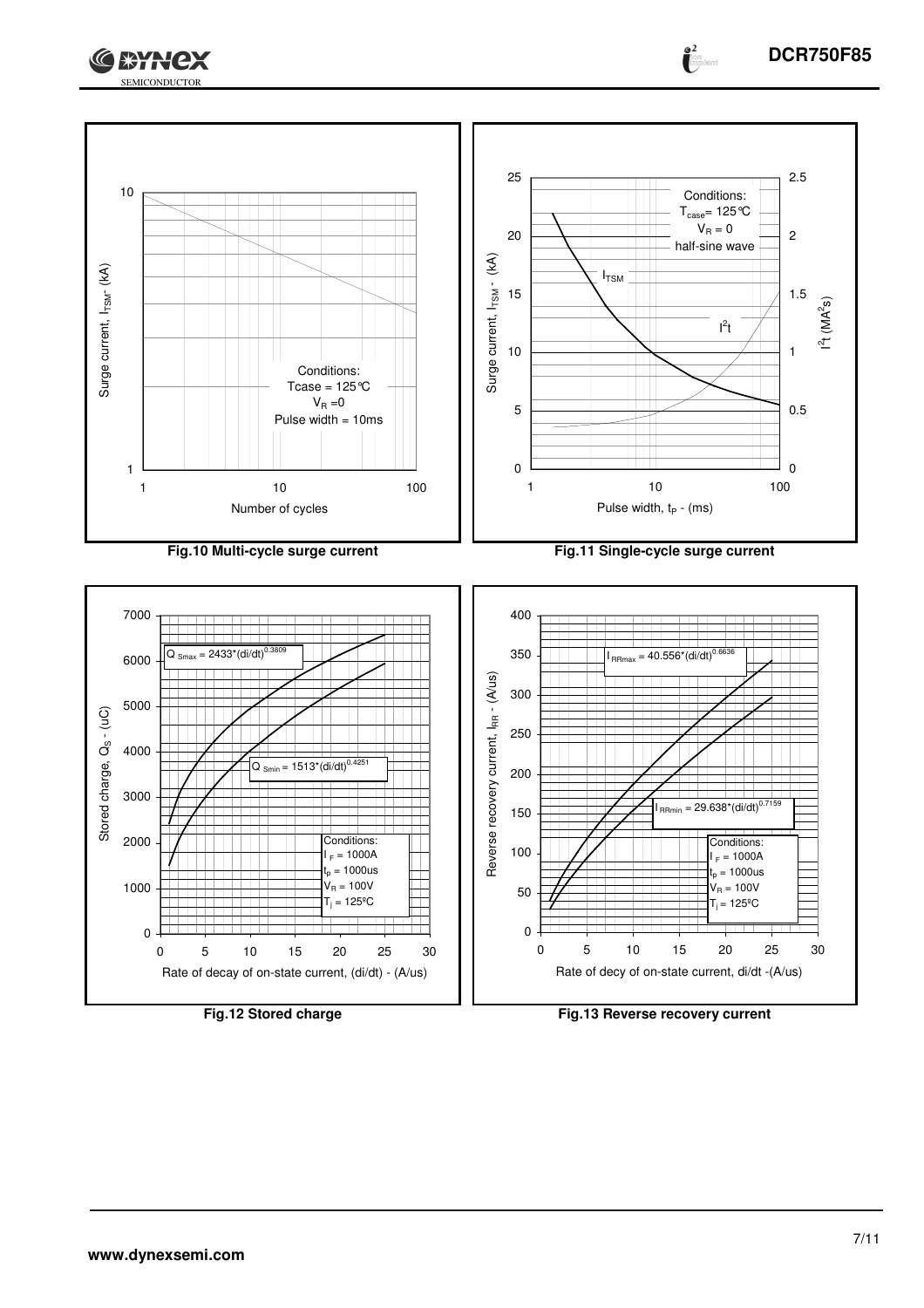Surge current, $I_{TSM}$ - (kA)

Conditions:
Tcase = 125°C
$V_R$ = 0
Pulse width = 10ms

Number of cycles

**Fig.10 Multi-cycle surge current**

Conditions:
$T_{case}$ = 125°C
$V_R$ = 0
half-sine wave

$I_{TSM}$

$I^2t$

Surge current, $I_{TSM}$ - (kA)

$I^2t$ ($MA^2s$)

Pulse width, $t_P$ - (ms)

**Fig.11 Single-cycle surge current**

$Q_{Smax} = 2433*(di/dt)^{0.3809}$

$Q_{Smin} = 1513*(di/dt)^{0.4251}$

Conditions:
$I_F$ = 1000A
$t_p$ = 1000us
$V_R$ = 100V
$T_j$ = 125ºC

Stored charge, $Q_S$ - (uC)

Rate of decay of on-state current, (di/dt) - (A/us)

**Fig.12 Stored charge**

$I_{RRmax} = 40.556*(di/dt)^{0.6636}$

$I_{RRmin} = 29.638*(di/dt)^{0.7159}$

Conditions:
$I_F$ = 1000A
$t_p$ = 1000us
$V_R$ = 100V
$T_j$ = 125ºC

Reverse recovery current, $I_{RR}$ - (A/us)

Rate of decy of on-state current, di/dt -(A/us)

**Fig.13 Reverse recovery current**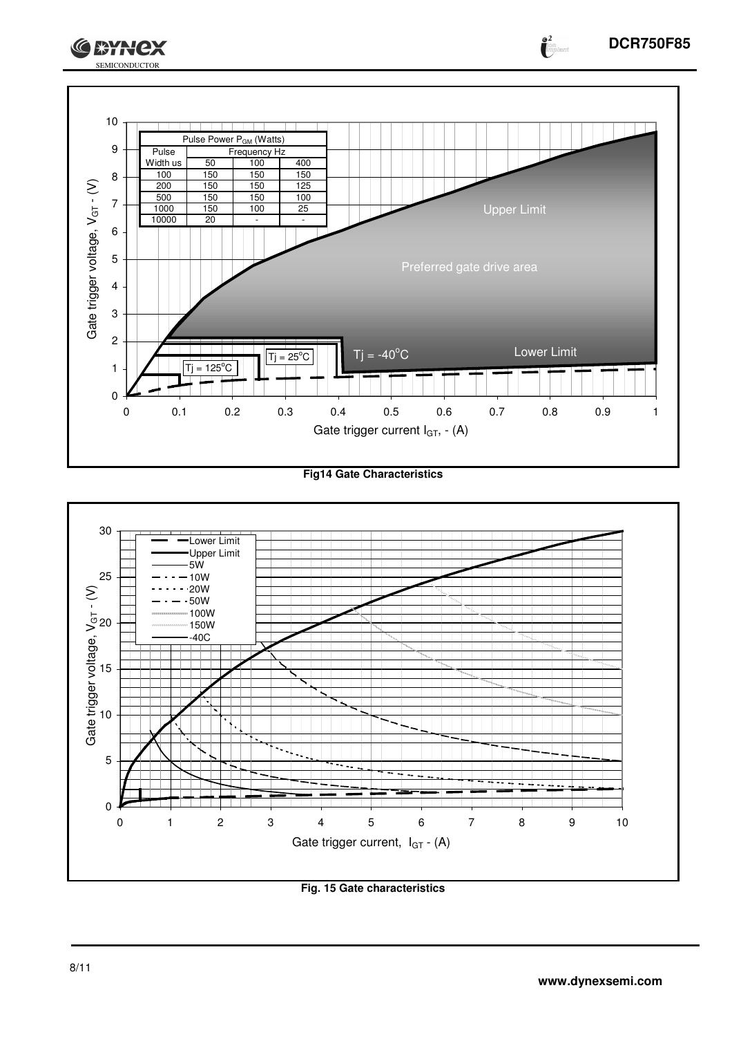| Pulse Power $P_{GM}$ (Watts) | | | |
|---|---|---|---|
| Pulse Width us | Frequency Hz | | |
| | 50 | 100 | 400 |
| 100 | 150 | 150 | 150 |
| 200 | 150 | 150 | 125 |
| 500 | 150 | 150 | 100 |
| 1000 | 150 | 100 | 25 |
| 10000 | 20 | - | - |

**Fig14 Gate Characteristics**

**Fig. 15 Gate characteristics**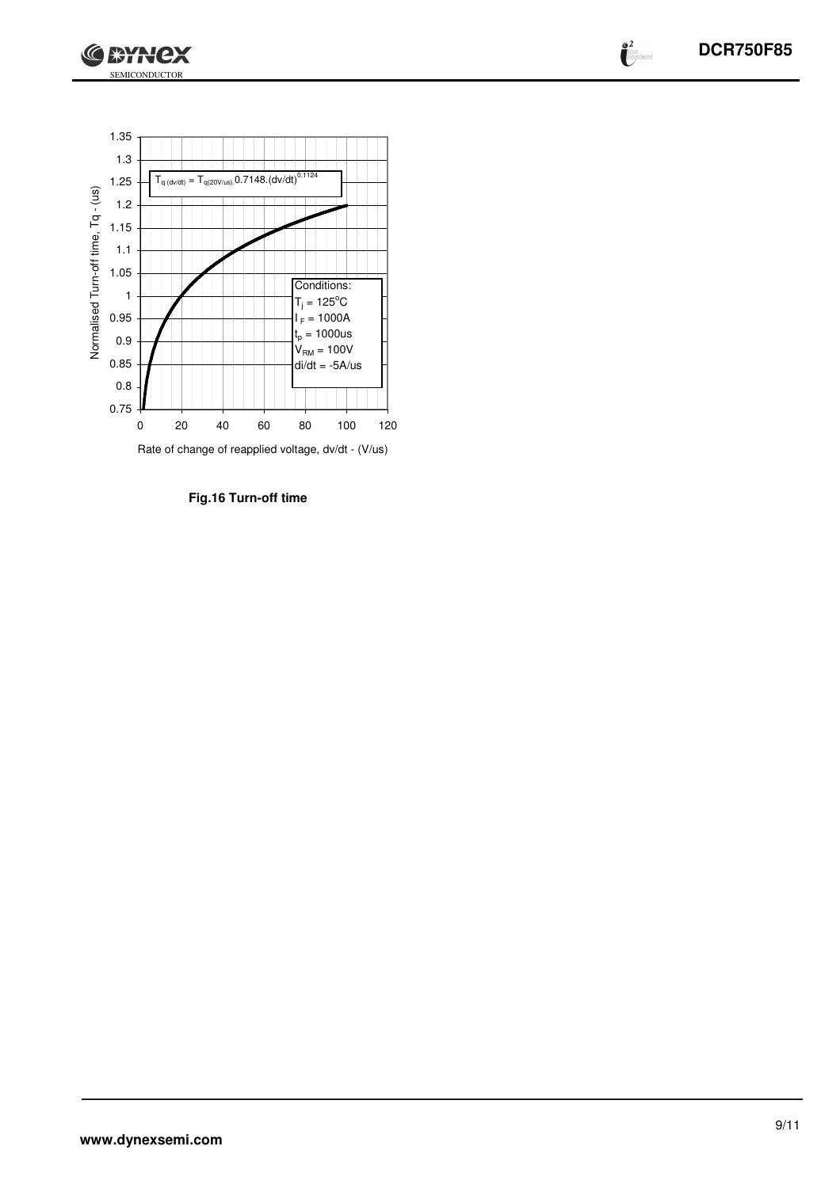$T_{q\,(dv/dt)} = T_{q(20V/us)}.0.7148.(dv/dt)^{0.1124}$

Conditions:
$T_j = 125^oC$
$I_F = 1000A$
$t_p = 1000us$
$V_{RM} = 100V$
$di/dt = -5A/us$

Normalised Turn-off time, Tq - (us)

Rate of change of reapplied voltage, dv/dt - (V/us)

**Fig.16 Turn-off time**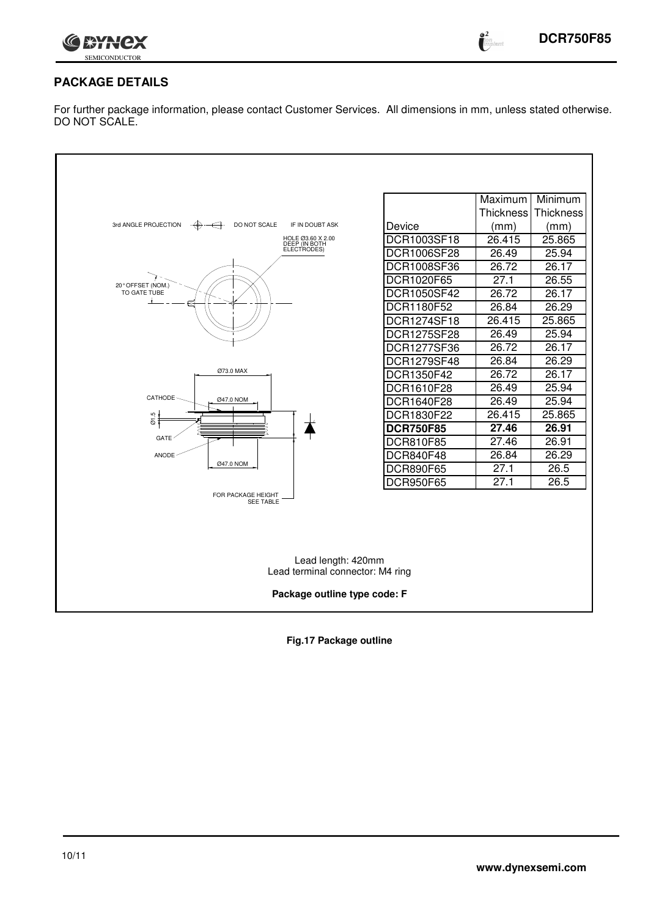## PACKAGE DETAILS

For further package information, please contact Customer Services. All dimensions in mm, unless stated otherwise. DO NOT SCALE.

3rd ANGLE PROJECTION    DO NOT SCALE    IF IN DOUBT ASK

HOLE Ø3.60 X 2.00 DEEP (IN BOTH ELECTRODES)

20° OFFSET (NOM.) TO GATE TUBE

Ø73.0 MAX

CATHODE    Ø47.0 NOM

Ø1.5

GATE

ANODE    Ø47.0 NOM

FOR PACKAGE HEIGHT SEE TABLE

| Device | Maximum Thickness (mm) | Minimum Thickness (mm) |
|---|---|---|
| DCR1003SF18 | 26.415 | 25.865 |
| DCR1006SF28 | 26.49 | 25.94 |
| DCR1008SF36 | 26.72 | 26.17 |
| DCR1020F65 | 27.1 | 26.55 |
| DCR1050SF42 | 26.72 | 26.17 |
| DCR1180F52 | 26.84 | 26.29 |
| DCR1274SF18 | 26.415 | 25.865 |
| DCR1275SF28 | 26.49 | 25.94 |
| DCR1277SF36 | 26.72 | 26.17 |
| DCR1279SF48 | 26.84 | 26.29 |
| DCR1350F42 | 26.72 | 26.17 |
| DCR1610F28 | 26.49 | 25.94 |
| DCR1640F28 | 26.49 | 25.94 |
| DCR1830F22 | 26.415 | 25.865 |
| **DCR750F85** | **27.46** | **26.91** |
| DCR810F85 | 27.46 | 26.91 |
| DCR840F48 | 26.84 | 26.29 |
| DCR890F65 | 27.1 | 26.5 |
| DCR950F65 | 27.1 | 26.5 |

Lead length: 420mm
Lead terminal connector: M4 ring

**Package outline type code: F**

**Fig.17 Package outline**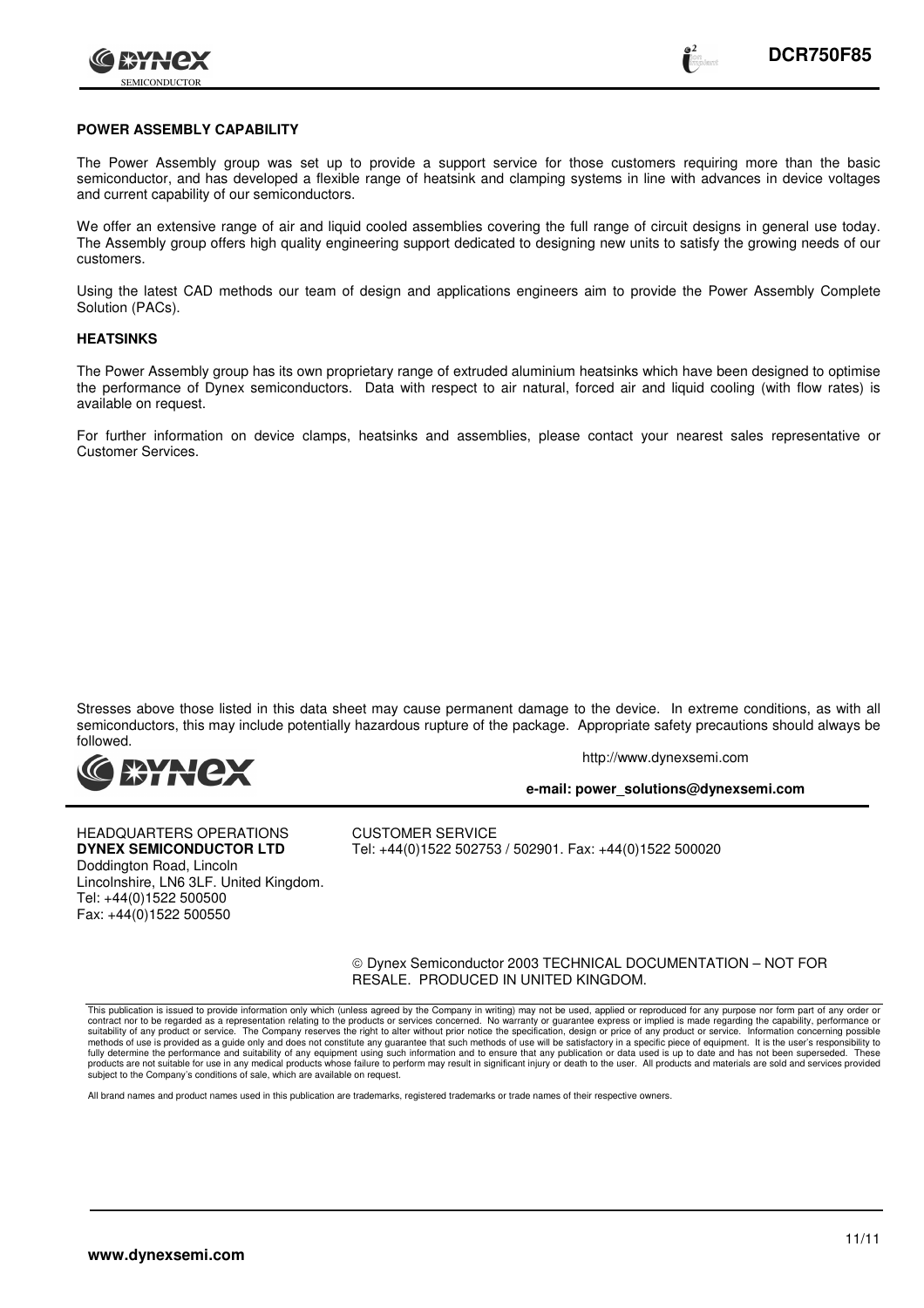**POWER ASSEMBLY CAPABILITY**

The Power Assembly group was set up to provide a support service for those customers requiring more than the basic semiconductor, and has developed a flexible range of heatsink and clamping systems in line with advances in device voltages and current capability of our semiconductors.

We offer an extensive range of air and liquid cooled assemblies covering the full range of circuit designs in general use today. The Assembly group offers high quality engineering support dedicated to designing new units to satisfy the growing needs of our customers.

Using the latest CAD methods our team of design and applications engineers aim to provide the Power Assembly Complete Solution (PACs).

**HEATSINKS**

The Power Assembly group has its own proprietary range of extruded aluminium heatsinks which have been designed to optimise the performance of Dynex semiconductors. Data with respect to air natural, forced air and liquid cooling (with flow rates) is available on request.

For further information on device clamps, heatsinks and assemblies, please contact your nearest sales representative or Customer Services.

Stresses above those listed in this data sheet may cause permanent damage to the device. In extreme conditions, as with all semiconductors, this may include potentially hazardous rupture of the package. Appropriate safety precautions should always be followed.

http://www.dynexsemi.com

**e-mail: power_solutions@dynexsemi.com**

HEADQUARTERS OPERATIONS
**DYNEX SEMICONDUCTOR LTD**
Doddington Road, Lincoln
Lincolnshire, LN6 3LF. United Kingdom.
Tel: +44(0)1522 500500
Fax: +44(0)1522 500550

CUSTOMER SERVICE
Tel: +44(0)1522 502753 / 502901. Fax: +44(0)1522 500020

© Dynex Semiconductor 2003 TECHNICAL DOCUMENTATION – NOT FOR RESALE. PRODUCED IN UNITED KINGDOM.

This publication is issued to provide information only which (unless agreed by the Company in writing) may not be used, applied or reproduced for any purpose nor form part of any order or contract nor to be regarded as a representation relating to the products or services concerned. No warranty or guarantee express or implied is made regarding the capability, performance or suitability of any product or service. The Company reserves the right to alter without prior notice the specification, design or price of any product or service. Information concerning possible methods of use is provided as a guide only and does not constitute any guarantee that such methods of use will be satisfactory in a specific piece of equipment. It is the user's responsibility to fully determine the performance and suitability of any equipment using such information and to ensure that any publication or data used is up to date and has not been superseded. These products are not suitable for use in any medical products whose failure to perform may result in significant injury or death to the user. All products and materials are sold and services provided subject to the Company's conditions of sale, which are available on request.

All brand names and product names used in this publication are trademarks, registered trademarks or trade names of their respective owners.